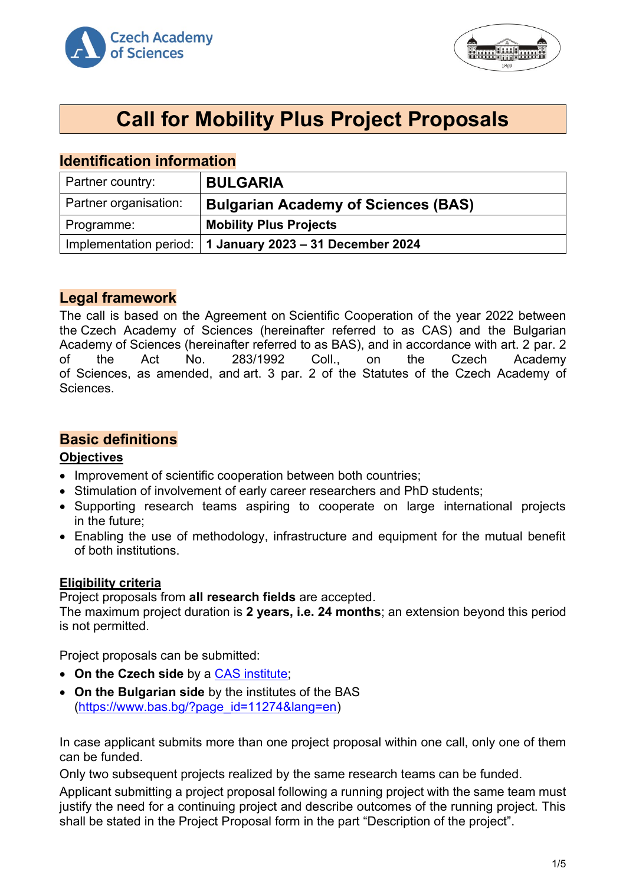# Call for Mobility Plus Project Proposals

## Identification information

| Partner country: | **BULGARIA** |
|---|---|
| Partner organisation: | **Bulgarian Academy of Sciences (BAS)** |
| Programme: | **Mobility Plus Projects** |
| Implementation period: | **1 January 2023 – 31 December 2024** |

## Legal framework

The call is based on the Agreement on Scientific Cooperation of the year 2022 between the Czech Academy of Sciences (hereinafter referred to as CAS) and the Bulgarian Academy of Sciences (hereinafter referred to as BAS), and in accordance with art. 2 par. 2 of the Act No. 283/1992 Coll., on the Czech Academy of Sciences, as amended, and art. 3 par. 2 of the Statutes of the Czech Academy of Sciences.

## Basic definitions

### Objectives

- Improvement of scientific cooperation between both countries;
- Stimulation of involvement of early career researchers and PhD students;
- Supporting research teams aspiring to cooperate on large international projects in the future;
- Enabling the use of methodology, infrastructure and equipment for the mutual benefit of both institutions.

### Eligibility criteria

Project proposals from **all research fields** are accepted.
The maximum project duration is **2 years, i.e. 24 months**; an extension beyond this period is not permitted.

Project proposals can be submitted:

- **On the Czech side** by a CAS institute;
- **On the Bulgarian side** by the institutes of the BAS (https://www.bas.bg/?page_id=11274&lang=en)

In case applicant submits more than one project proposal within one call, only one of them can be funded.

Only two subsequent projects realized by the same research teams can be funded.

Applicant submitting a project proposal following a running project with the same team must justify the need for a continuing project and describe outcomes of the running project. This shall be stated in the Project Proposal form in the part "Description of the project".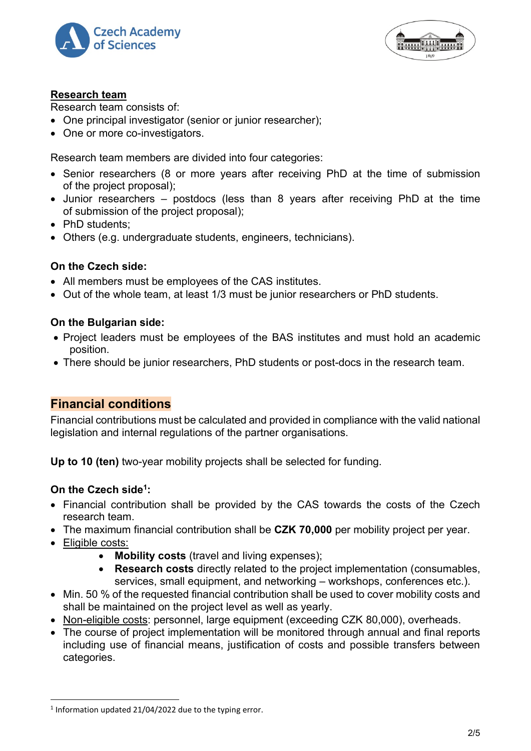**Research team**

Research team consists of:

- One principal investigator (senior or junior researcher);
- One or more co-investigators.

Research team members are divided into four categories:

- Senior researchers (8 or more years after receiving PhD at the time of submission of the project proposal);
- Junior researchers – postdocs (less than 8 years after receiving PhD at the time of submission of the project proposal);
- PhD students;
- Others (e.g. undergraduate students, engineers, technicians).

**On the Czech side:**

- All members must be employees of the CAS institutes.
- Out of the whole team, at least 1/3 must be junior researchers or PhD students.

**On the Bulgarian side:**

- Project leaders must be employees of the BAS institutes and must hold an academic position.
- There should be junior researchers, PhD students or post-docs in the research team.

## Financial conditions

Financial contributions must be calculated and provided in compliance with the valid national legislation and internal regulations of the partner organisations.

**Up to 10 (ten)** two-year mobility projects shall be selected for funding.

**On the Czech side[1]:**

- Financial contribution shall be provided by the CAS towards the costs of the Czech research team.
- The maximum financial contribution shall be **CZK 70,000** per mobility project per year.
- Eligible costs:
  - **Mobility costs** (travel and living expenses);
  - **Research costs** directly related to the project implementation (consumables, services, small equipment, and networking – workshops, conferences etc.).
- Min. 50 % of the requested financial contribution shall be used to cover mobility costs and shall be maintained on the project level as well as yearly.
- Non-eligible costs: personnel, large equipment (exceeding CZK 80,000), overheads.
- The course of project implementation will be monitored through annual and final reports including use of financial means, justification of costs and possible transfers between categories.

[1] Information updated 21/04/2022 due to the typing error.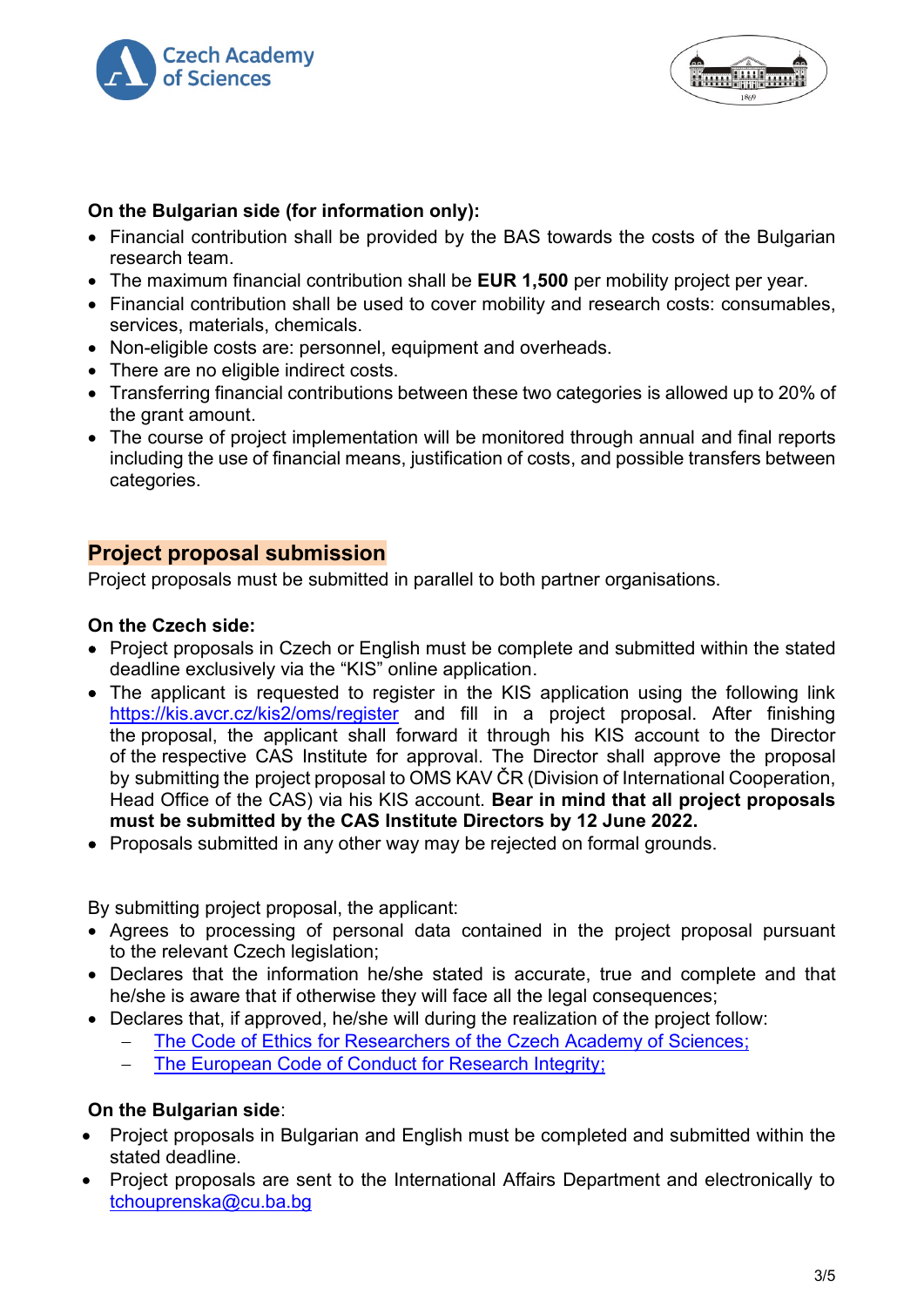**On the Bulgarian side (for information only):**

- Financial contribution shall be provided by the BAS towards the costs of the Bulgarian research team.
- The maximum financial contribution shall be **EUR 1,500** per mobility project per year.
- Financial contribution shall be used to cover mobility and research costs: consumables, services, materials, chemicals.
- Non-eligible costs are: personnel, equipment and overheads.
- There are no eligible indirect costs.
- Transferring financial contributions between these two categories is allowed up to 20% of the grant amount.
- The course of project implementation will be monitored through annual and final reports including the use of financial means, justification of costs, and possible transfers between categories.

## Project proposal submission

Project proposals must be submitted in parallel to both partner organisations.

**On the Czech side:**

- Project proposals in Czech or English must be complete and submitted within the stated deadline exclusively via the "KIS" online application.
- The applicant is requested to register in the KIS application using the following link [https://kis.avcr.cz/kis2/oms/register](https://kis.avcr.cz/kis2/oms/register) and fill in a project proposal. After finishing the proposal, the applicant shall forward it through his KIS account to the Director of the respective CAS Institute for approval. The Director shall approve the proposal by submitting the project proposal to OMS KAV ČR (Division of International Cooperation, Head Office of the CAS) via his KIS account. **Bear in mind that all project proposals must be submitted by the CAS Institute Directors by 12 June 2022.**
- Proposals submitted in any other way may be rejected on formal grounds.

By submitting project proposal, the applicant:

- Agrees to processing of personal data contained in the project proposal pursuant to the relevant Czech legislation;
- Declares that the information he/she stated is accurate, true and complete and that he/she is aware that if otherwise they will face all the legal consequences;
- Declares that, if approved, he/she will during the realization of the project follow:
  - The Code of Ethics for Researchers of the Czech Academy of Sciences;
  - The European Code of Conduct for Research Integrity;

**On the Bulgarian side**:

- Project proposals in Bulgarian and English must be completed and submitted within the stated deadline.
- Project proposals are sent to the International Affairs Department and electronically to tchouprenska@cu.ba.bg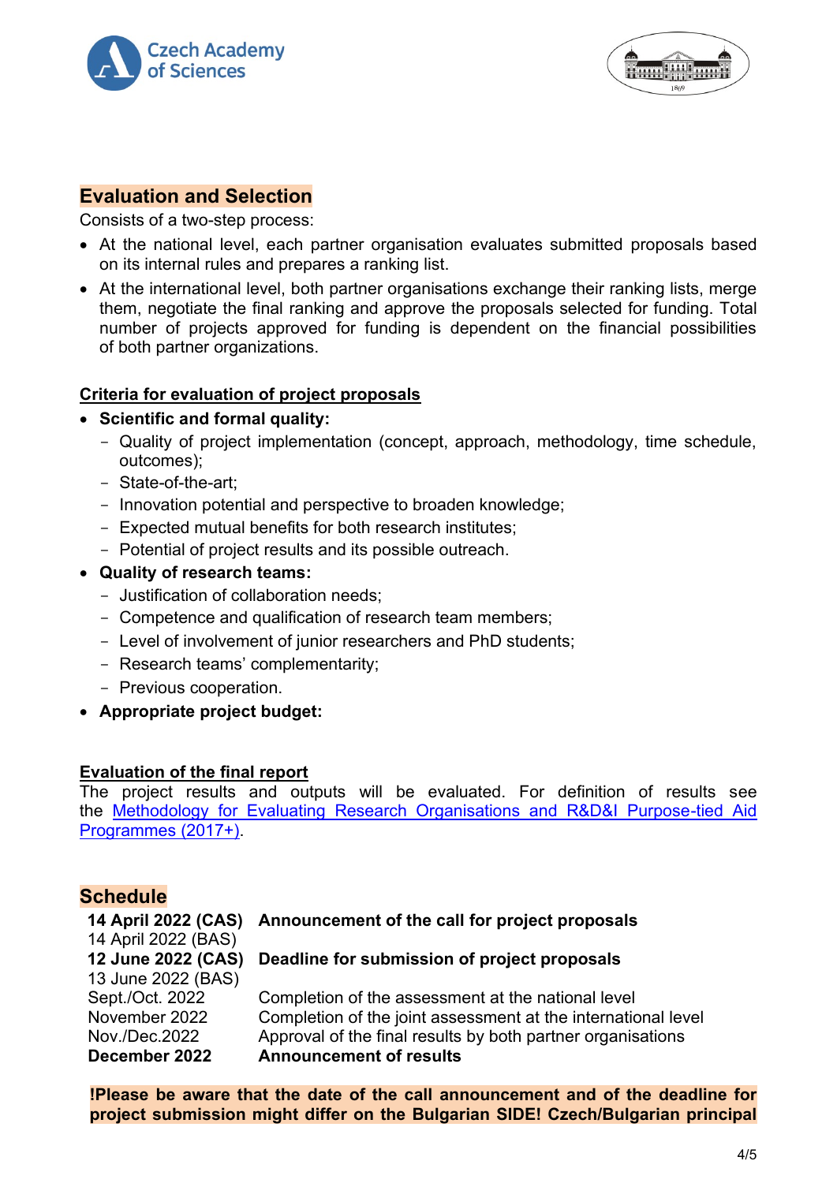## Evaluation and Selection

Consists of a two-step process:

- At the national level, each partner organisation evaluates submitted proposals based on its internal rules and prepares a ranking list.
- At the international level, both partner organisations exchange their ranking lists, merge them, negotiate the final ranking and approve the proposals selected for funding. Total number of projects approved for funding is dependent on the financial possibilities of both partner organizations.

### Criteria for evaluation of project proposals

- **Scientific and formal quality:**
  - Quality of project implementation (concept, approach, methodology, time schedule, outcomes);
  - State-of-the-art;
  - Innovation potential and perspective to broaden knowledge;
  - Expected mutual benefits for both research institutes;
  - Potential of project results and its possible outreach.
- **Quality of research teams:**
  - Justification of collaboration needs;
  - Competence and qualification of research team members;
  - Level of involvement of junior researchers and PhD students;
  - Research teams' complementarity;
  - Previous cooperation.
- **Appropriate project budget:**

### Evaluation of the final report

The project results and outputs will be evaluated. For definition of results see the Methodology for Evaluating Research Organisations and R&D&I Purpose-tied Aid Programmes (2017+).

## Schedule

| | |
|---|---|
| **14 April 2022 (CAS)** | **Announcement of the call for project proposals** |
| 14 April 2022 (BAS) | |
| **12 June 2022 (CAS)** | **Deadline for submission of project proposals** |
| 13 June 2022 (BAS) | |
| Sept./Oct. 2022 | Completion of the assessment at the national level |
| November 2022 | Completion of the joint assessment at the international level |
| Nov./Dec.2022 | Approval of the final results by both partner organisations |
| **December 2022** | **Announcement of results** |

**!Please be aware that the date of the call announcement and of the deadline for project submission might differ on the Bulgarian SIDE! Czech/Bulgarian principal**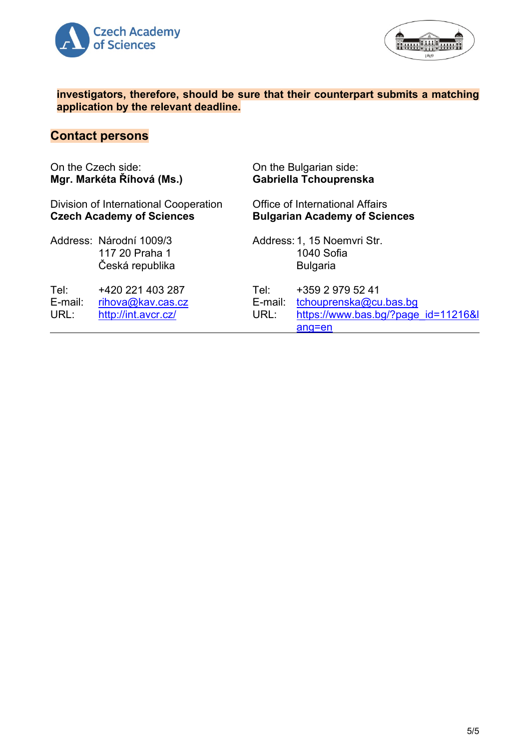**investigators, therefore, should be sure that their counterpart submits a matching application by the relevant deadline.**

## Contact persons

On the Czech side:
**Mgr. Markéta Říhová (Ms.)**

Division of International Cooperation
**Czech Academy of Sciences**

Address: Národní 1009/3
117 20 Praha 1
Česká republika

Tel: +420 221 403 287
E-mail: rihova@kav.cas.cz
URL: http://int.avcr.cz/

On the Bulgarian side:
**Gabriella Tchouprenska**

Office of International Affairs
**Bulgarian Academy of Sciences**

Address: 1, 15 Noemvri Str.
1040 Sofia
Bulgaria

Tel: +359 2 979 52 41
E-mail: tchouprenska@cu.bas.bg
URL: https://www.bas.bg/?page_id=11216&lang=en